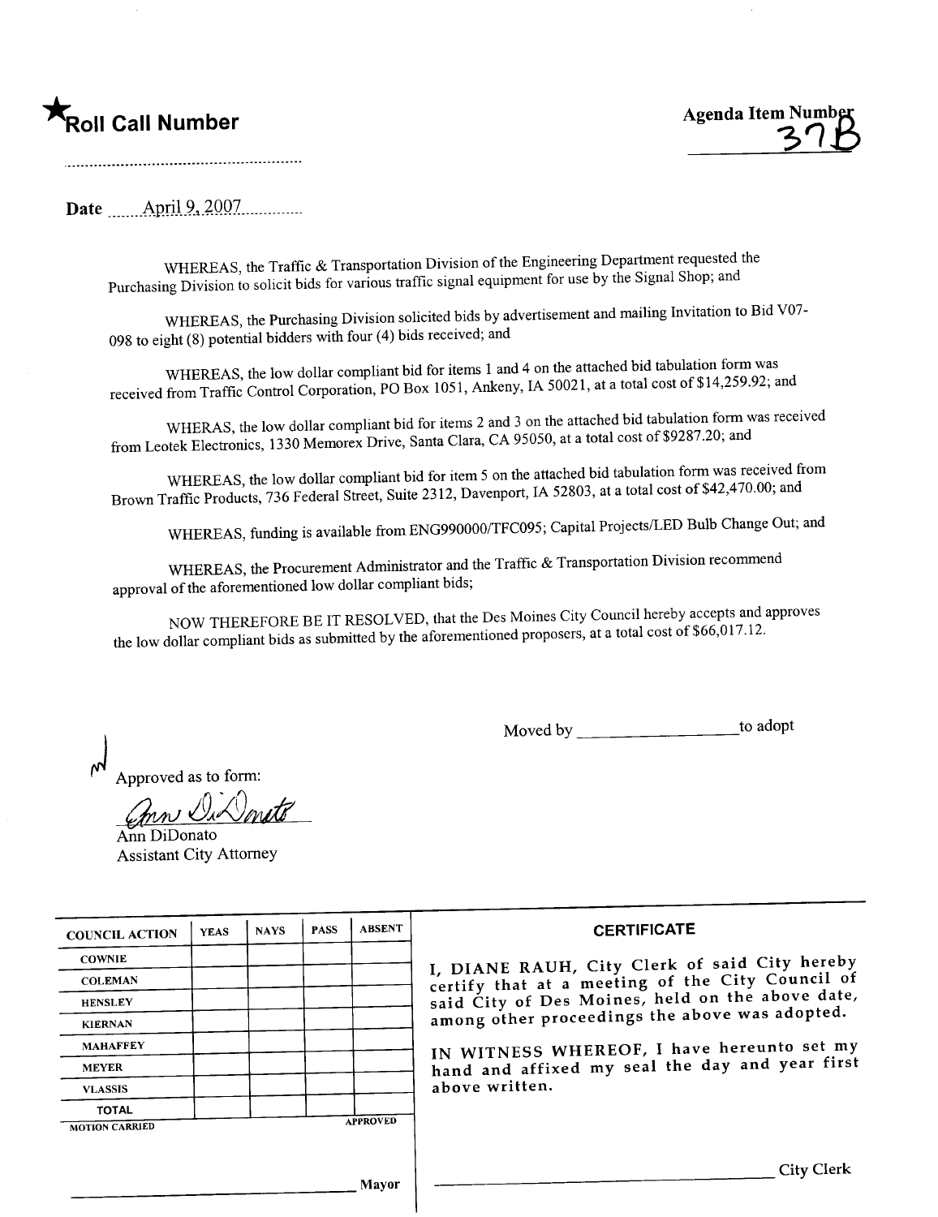★Roll Call Number

Agenda Item Number
37B

..........................................................

Date ......April 9, 2007..............

WHEREAS, the Traffic & Transportation Division of the Engineering Department requested the Purchasing Division to solicit bids for various traffic signal equipment for use by the Signal Shop; and

WHEREAS, the Purchasing Division solicited bids by advertisement and mailing Invitation to Bid V07-098 to eight (8) potential bidders with four (4) bids received; and

WHEREAS, the low dollar compliant bid for items 1 and 4 on the attached bid tabulation form was received from Traffic Control Corporation, PO Box 1051, Ankeny, IA 50021, at a total cost of $14,259.92; and

WHERAS, the low dollar compliant bid for items 2 and 3 on the attached bid tabulation form was received from Leotek Electronics, 1330 Memorex Drive, Santa Clara, CA 95050, at a total cost of $9287.20; and

WHEREAS, the low dollar compliant bid for item 5 on the attached bid tabulation form was received from Brown Traffic Products, 736 Federal Street, Suite 2312, Davenport, IA 52803, at a total cost of $42,470.00; and

WHEREAS, funding is available from ENG990000/TFC095; Capital Projects/LED Bulb Change Out; and

WHEREAS, the Procurement Administrator and the Traffic & Transportation Division recommend approval of the aforementioned low dollar compliant bids;

NOW THEREFORE BE IT RESOLVED, that the Des Moines City Council hereby accepts and approves the low dollar compliant bids as submitted by the aforementioned proposers, at a total cost of $66,017.12.

Moved by ____________________ to adopt

Approved as to form:

Ann DiDonato
Ann DiDonato
Assistant City Attorney

| COUNCIL ACTION | YEAS | NAYS | PASS | ABSENT |
|---|---|---|---|---|
| COWNIE | | | | |
| COLEMAN | | | | |
| HENSLEY | | | | |
| KIERNAN | | | | |
| MAHAFFEY | | | | |
| MEYER | | | | |
| VLASSIS | | | | |
| TOTAL | | | | |
| MOTION CARRIED | | | | APPROVED |

____________________________________ Mayor

**CERTIFICATE**

I, DIANE RAUH, City Clerk of said City hereby certify that at a meeting of the City Council of said City of Des Moines, held on the above date, among other proceedings the above was adopted.

IN WITNESS WHEREOF, I have hereunto set my hand and affixed my seal the day and year first above written.

____________________________________ City Clerk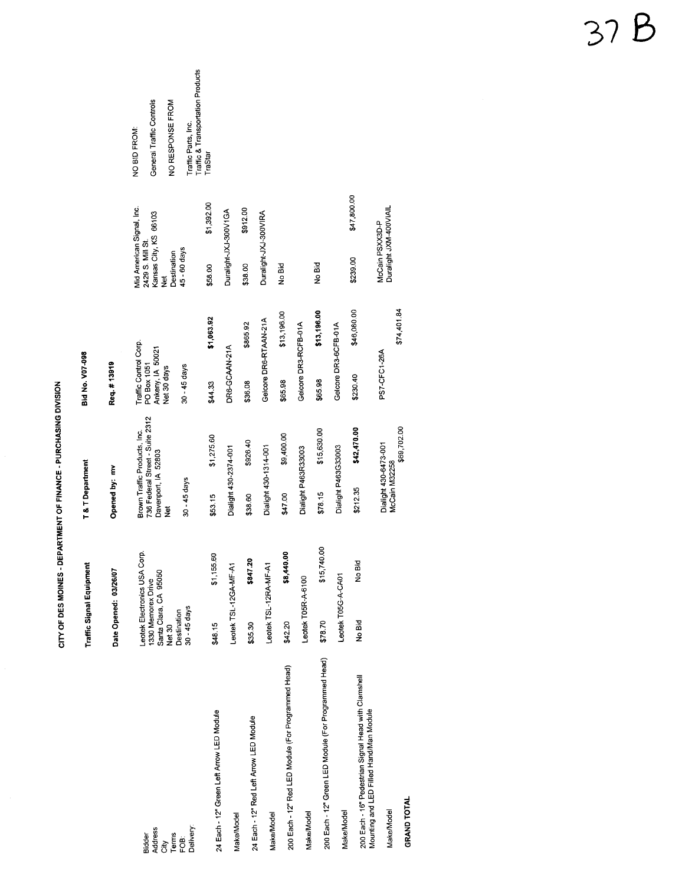37 B

# CITY OF DES MOINES - DEPARTMENT OF FINANCE - PURCHASING DIVISION

**Traffic Signal Equipment** | **T & T Department** | **Bid No. V07-098**

**Date Opened: 03/26/07** | **Opened by: mv** | **Req. # 13919**

| | | | | | | | | |
|---|---|---|---|---|---|---|---|---|
| Bidder<br>Address<br>City<br>Terms<br>FOB:<br>Delivery: | Leotek Electronics USA Corp.<br>1330 Memorex Drive<br>Santa Clara, CA 95050<br>Net 30<br>Destination<br>30 - 45 days | | Brown Traffic Products, Inc.<br>736 Federal Street - Suite 2312<br>Davenport, IA 52803<br>Net<br><br>30 - 45 days | | Traffic Control Corp.<br>PO Box 1051<br>Ankeny, IA 50021<br>Net 30 days<br><br>30 - 45 days | | Mid American Signal, Inc.<br>2429 S. Mill St.<br>Kansas City, KS 66103<br>Net<br>Destination<br>45 - 60 days | |
| 24 Each - 12" Green Left Arrow LED Module | $48.15 | $1,155.60 | $53.15 | $1,275.60 | $44.33 | **$1,063.92** | $58.00 | $1,392.00 |
| Make/Model | Leotek TSL-12GA-MF-A1 | | Dialight 430-2374-001 | | DR6-GCAAN-21A | | Duralight-JXJ-300V1GA | |
| 24 Each - 12" Red Left Arrow LED Module | $35.30 | **$847.20** | $38.60 | $926.40 | $36.08 | $865.92 | $38.00 | $912.00 |
| Make/Model | Leotek TSL-12RA-MF-A1 | | Dialight 430-1314-001 | | Gelcore DR6-RTAAN-21A | | Duralight-JXJ-300VIRA | |
| 200 Each - 12" Red LED Module (For Programmed Head) | $42.20 | **$8,440.00** | $47.00 | $9,400.00 | $65.98 | $13,196.00 | No Bid | |
| Make/Model | Leotek T05R-A-6100 | | Dialight P463R33003 | | Gelcore DR3-RCFB-01A | | | |
| 200 Each - 12" Green LED Module (For Programmed Head) | $78.70 | $15,740.00 | $78.15 | $15,630.00 | $65.98 | **$13,196.00** | No Bid | |
| Make/Model | Leotek T05G-A-CA01 | | Dialight P463G33003 | | Gelcore DR3-6CFB-01A | | | |
| 200 Each - 16" Pedestrian Signal Head with Clamshell Mounting and LED Filled Hand/Man Module | No Bid | No Bid | $212.35 | **$42,470.00** | $230.40 | $46,080.00 | $239.00 | $47,800.00 |
| Make/Model | | | Dialight 430-6473-001<br>McCain M32258 | | PS7-CFC1-26A | | McCain PSXX3D-P<br>Duralight JXM-400VIAIL | |
| **GRAND TOTAL** | | | | $69,702.00 | | $74,401.84 | | |

NO BID FROM:

General Traffic Controls

NO RESPONSE FROM

Traffic Parts, Inc.
Traffic & Transportation Products
TraStar